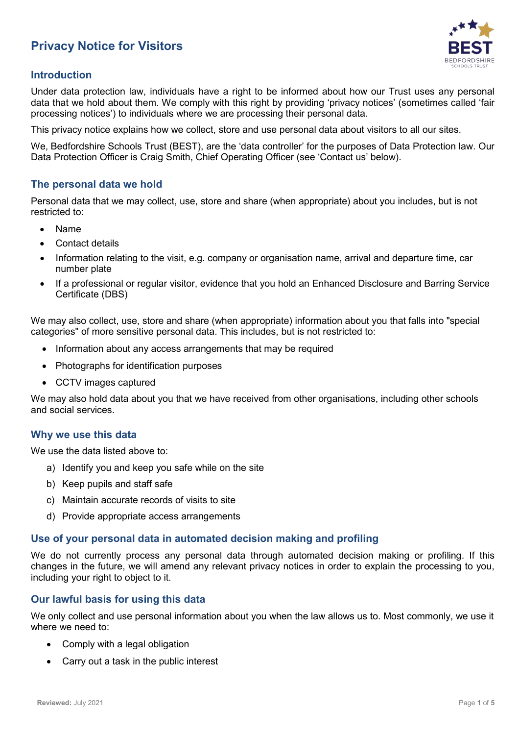# Privacy Notice for Visitors

## Introduction

Under data protection law, individuals have a right to be informed about how our Trust uses any personal data that we hold about them. We comply with this right by providing 'privacy notices' (sometimes called 'fair processing notices') to individuals where we are processing their personal data.

This privacy notice explains how we collect, store and use personal data about visitors to all our sites.

We, Bedfordshire Schools Trust (BEST), are the 'data controller' for the purposes of Data Protection law. Our Data Protection Officer is Craig Smith, Chief Operating Officer (see 'Contact us' below).

## The personal data we hold

Personal data that we may collect, use, store and share (when appropriate) about you includes, but is not restricted to:

- Name
- Contact details
- Information relating to the visit, e.g. company or organisation name, arrival and departure time, car number plate
- If a professional or regular visitor, evidence that you hold an Enhanced Disclosure and Barring Service Certificate (DBS)

We may also collect, use, store and share (when appropriate) information about you that falls into "special categories" of more sensitive personal data. This includes, but is not restricted to:

- Information about any access arrangements that may be required
- Photographs for identification purposes
- CCTV images captured

We may also hold data about you that we have received from other organisations, including other schools and social services.

## Why we use this data

We use the data listed above to:

a) Identify you and keep you safe while on the site
b) Keep pupils and staff safe
c) Maintain accurate records of visits to site
d) Provide appropriate access arrangements

## Use of your personal data in automated decision making and profiling

We do not currently process any personal data through automated decision making or profiling. If this changes in the future, we will amend any relevant privacy notices in order to explain the processing to you, including your right to object to it.

## Our lawful basis for using this data

We only collect and use personal information about you when the law allows us to. Most commonly, we use it where we need to:

- Comply with a legal obligation
- Carry out a task in the public interest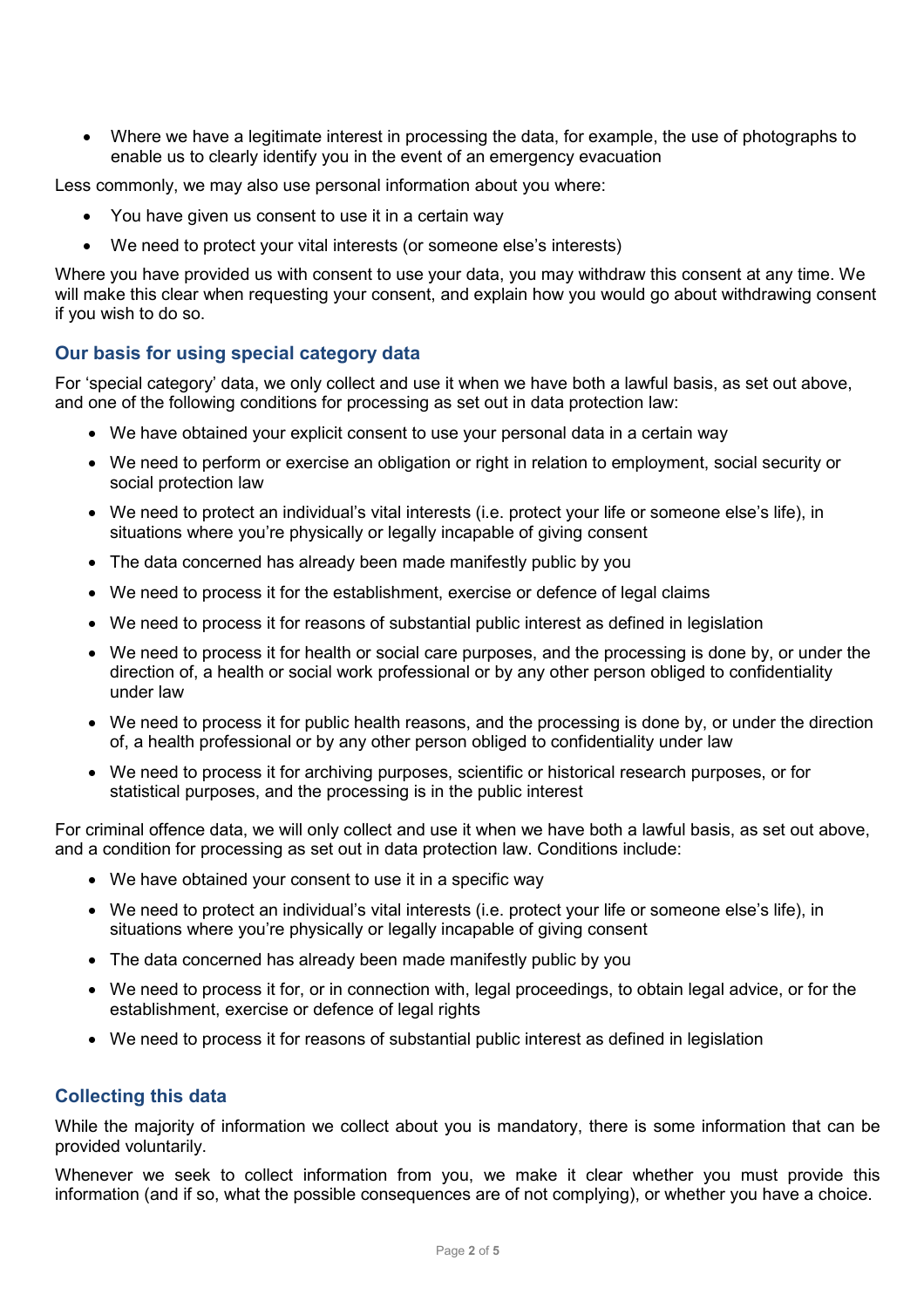- Where we have a legitimate interest in processing the data, for example, the use of photographs to enable us to clearly identify you in the event of an emergency evacuation

Less commonly, we may also use personal information about you where:

- You have given us consent to use it in a certain way
- We need to protect your vital interests (or someone else's interests)

Where you have provided us with consent to use your data, you may withdraw this consent at any time. We will make this clear when requesting your consent, and explain how you would go about withdrawing consent if you wish to do so.

### Our basis for using special category data

For 'special category' data, we only collect and use it when we have both a lawful basis, as set out above, and one of the following conditions for processing as set out in data protection law:

- We have obtained your explicit consent to use your personal data in a certain way
- We need to perform or exercise an obligation or right in relation to employment, social security or social protection law
- We need to protect an individual's vital interests (i.e. protect your life or someone else's life), in situations where you're physically or legally incapable of giving consent
- The data concerned has already been made manifestly public by you
- We need to process it for the establishment, exercise or defence of legal claims
- We need to process it for reasons of substantial public interest as defined in legislation
- We need to process it for health or social care purposes, and the processing is done by, or under the direction of, a health or social work professional or by any other person obliged to confidentiality under law
- We need to process it for public health reasons, and the processing is done by, or under the direction of, a health professional or by any other person obliged to confidentiality under law
- We need to process it for archiving purposes, scientific or historical research purposes, or for statistical purposes, and the processing is in the public interest

For criminal offence data, we will only collect and use it when we have both a lawful basis, as set out above, and a condition for processing as set out in data protection law. Conditions include:

- We have obtained your consent to use it in a specific way
- We need to protect an individual's vital interests (i.e. protect your life or someone else's life), in situations where you're physically or legally incapable of giving consent
- The data concerned has already been made manifestly public by you
- We need to process it for, or in connection with, legal proceedings, to obtain legal advice, or for the establishment, exercise or defence of legal rights
- We need to process it for reasons of substantial public interest as defined in legislation

### Collecting this data

While the majority of information we collect about you is mandatory, there is some information that can be provided voluntarily.

Whenever we seek to collect information from you, we make it clear whether you must provide this information (and if so, what the possible consequences are of not complying), or whether you have a choice.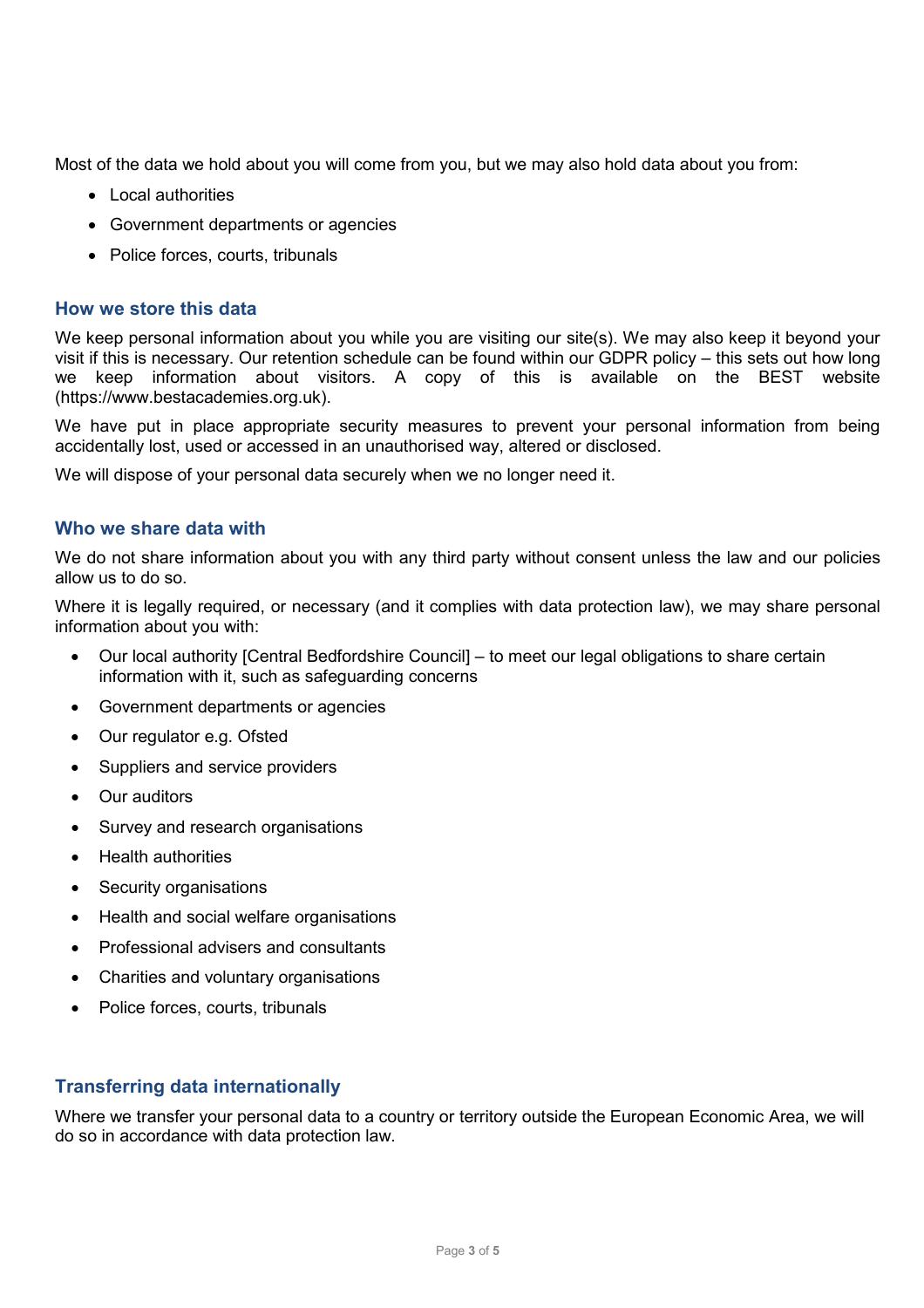Most of the data we hold about you will come from you, but we may also hold data about you from:

- Local authorities
- Government departments or agencies
- Police forces, courts, tribunals

## How we store this data

We keep personal information about you while you are visiting our site(s). We may also keep it beyond your visit if this is necessary. Our retention schedule can be found within our GDPR policy – this sets out how long we keep information about visitors. A copy of this is available on the BEST website (https://www.bestacademies.org.uk).

We have put in place appropriate security measures to prevent your personal information from being accidentally lost, used or accessed in an unauthorised way, altered or disclosed.

We will dispose of your personal data securely when we no longer need it.

## Who we share data with

We do not share information about you with any third party without consent unless the law and our policies allow us to do so.

Where it is legally required, or necessary (and it complies with data protection law), we may share personal information about you with:

- Our local authority [Central Bedfordshire Council] – to meet our legal obligations to share certain information with it, such as safeguarding concerns
- Government departments or agencies
- Our regulator e.g. Ofsted
- Suppliers and service providers
- Our auditors
- Survey and research organisations
- Health authorities
- Security organisations
- Health and social welfare organisations
- Professional advisers and consultants
- Charities and voluntary organisations
- Police forces, courts, tribunals

## Transferring data internationally

Where we transfer your personal data to a country or territory outside the European Economic Area, we will do so in accordance with data protection law.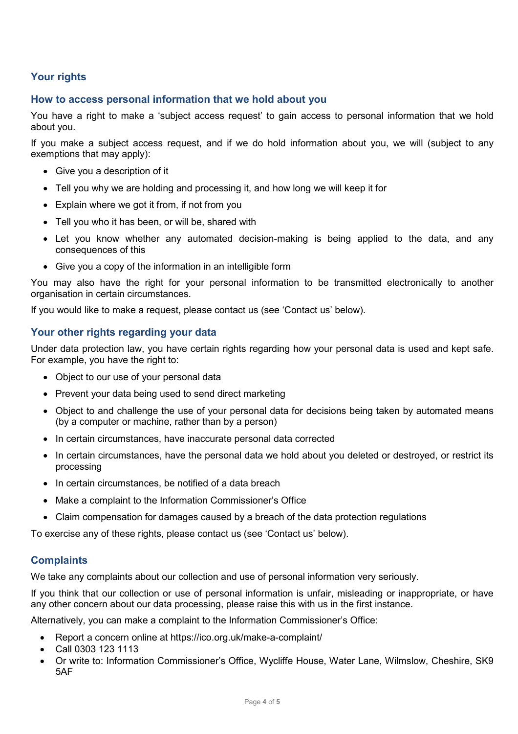## Your rights

### How to access personal information that we hold about you

You have a right to make a 'subject access request' to gain access to personal information that we hold about you.

If you make a subject access request, and if we do hold information about you, we will (subject to any exemptions that may apply):

- Give you a description of it
- Tell you why we are holding and processing it, and how long we will keep it for
- Explain where we got it from, if not from you
- Tell you who it has been, or will be, shared with
- Let you know whether any automated decision-making is being applied to the data, and any consequences of this
- Give you a copy of the information in an intelligible form

You may also have the right for your personal information to be transmitted electronically to another organisation in certain circumstances.

If you would like to make a request, please contact us (see 'Contact us' below).

### Your other rights regarding your data

Under data protection law, you have certain rights regarding how your personal data is used and kept safe. For example, you have the right to:

- Object to our use of your personal data
- Prevent your data being used to send direct marketing
- Object to and challenge the use of your personal data for decisions being taken by automated means (by a computer or machine, rather than by a person)
- In certain circumstances, have inaccurate personal data corrected
- In certain circumstances, have the personal data we hold about you deleted or destroyed, or restrict its processing
- In certain circumstances, be notified of a data breach
- Make a complaint to the Information Commissioner's Office
- Claim compensation for damages caused by a breach of the data protection regulations

To exercise any of these rights, please contact us (see 'Contact us' below).

## Complaints

We take any complaints about our collection and use of personal information very seriously.

If you think that our collection or use of personal information is unfair, misleading or inappropriate, or have any other concern about our data processing, please raise this with us in the first instance.

Alternatively, you can make a complaint to the Information Commissioner's Office:

- Report a concern online at https://ico.org.uk/make-a-complaint/
- Call 0303 123 1113
- Or write to: Information Commissioner's Office, Wycliffe House, Water Lane, Wilmslow, Cheshire, SK9 5AF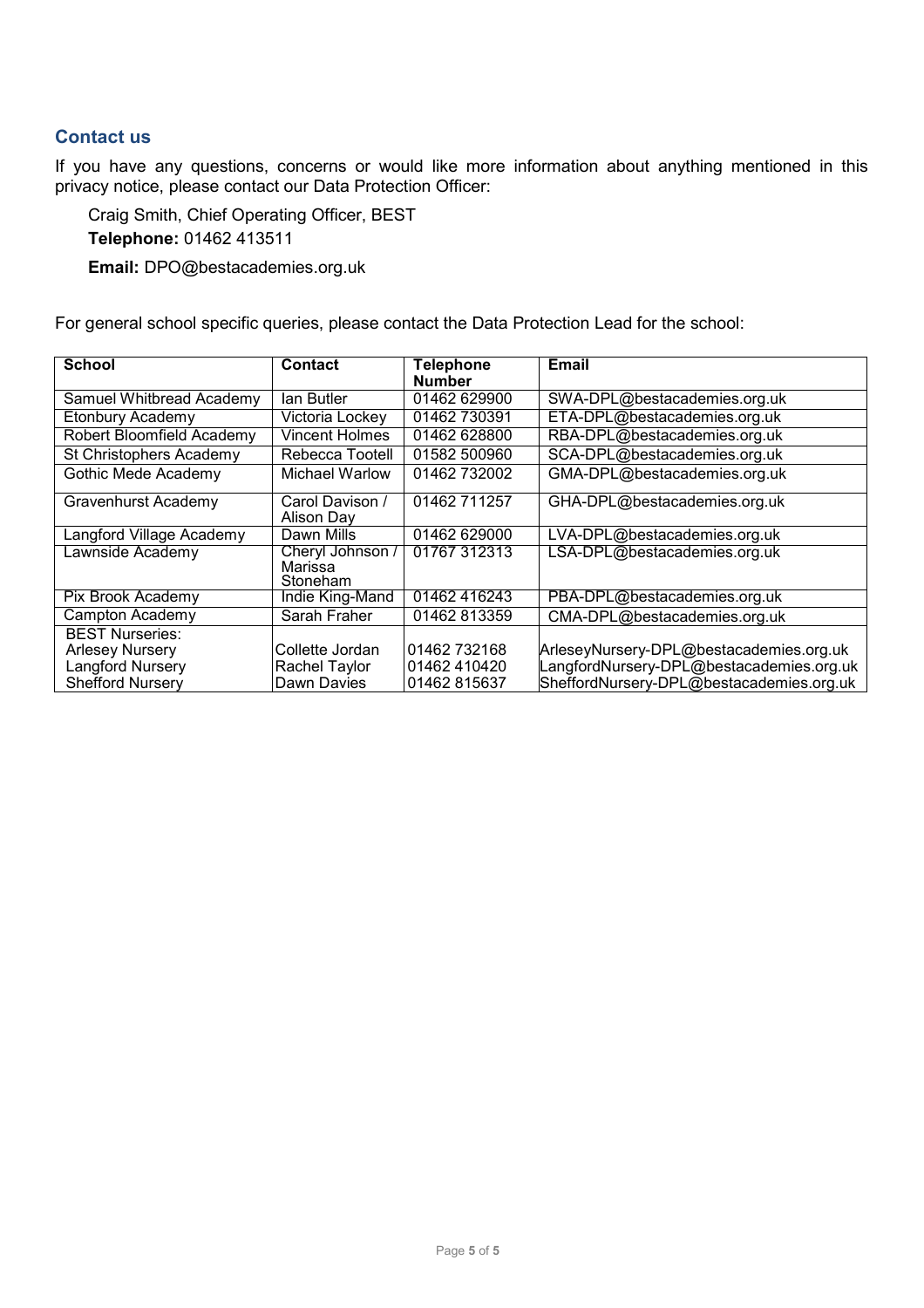## Contact us

If you have any questions, concerns or would like more information about anything mentioned in this privacy notice, please contact our Data Protection Officer:

Craig Smith, Chief Operating Officer, BEST

**Telephone:** 01462 413511

**Email:** DPO@bestacademies.org.uk

For general school specific queries, please contact the Data Protection Lead for the school:

| School | Contact | Telephone Number | Email |
|---|---|---|---|
| Samuel Whitbread Academy | Ian Butler | 01462 629900 | SWA-DPL@bestacademies.org.uk |
| Etonbury Academy | Victoria Lockey | 01462 730391 | ETA-DPL@bestacademies.org.uk |
| Robert Bloomfield Academy | Vincent Holmes | 01462 628800 | RBA-DPL@bestacademies.org.uk |
| St Christophers Academy | Rebecca Tootell | 01582 500960 | SCA-DPL@bestacademies.org.uk |
| Gothic Mede Academy | Michael Warlow | 01462 732002 | GMA-DPL@bestacademies.org.uk |
| Gravenhurst Academy | Carol Davison / Alison Day | 01462 711257 | GHA-DPL@bestacademies.org.uk |
| Langford Village Academy | Dawn Mills | 01462 629000 | LVA-DPL@bestacademies.org.uk |
| Lawnside Academy | Cheryl Johnson / Marissa Stoneham | 01767 312313 | LSA-DPL@bestacademies.org.uk |
| Pix Brook Academy | Indie King-Mand | 01462 416243 | PBA-DPL@bestacademies.org.uk |
| Campton Academy | Sarah Fraher | 01462 813359 | CMA-DPL@bestacademies.org.uk |
| BEST Nurseries: | | | |
| Arlesey Nursery | Collette Jordan | 01462 732168 | ArleseyNursery-DPL@bestacademies.org.uk |
| Langford Nursery | Rachel Taylor | 01462 410420 | LangfordNursery-DPL@bestacademies.org.uk |
| Shefford Nursery | Dawn Davies | 01462 815637 | SheffordNursery-DPL@bestacademies.org.uk |